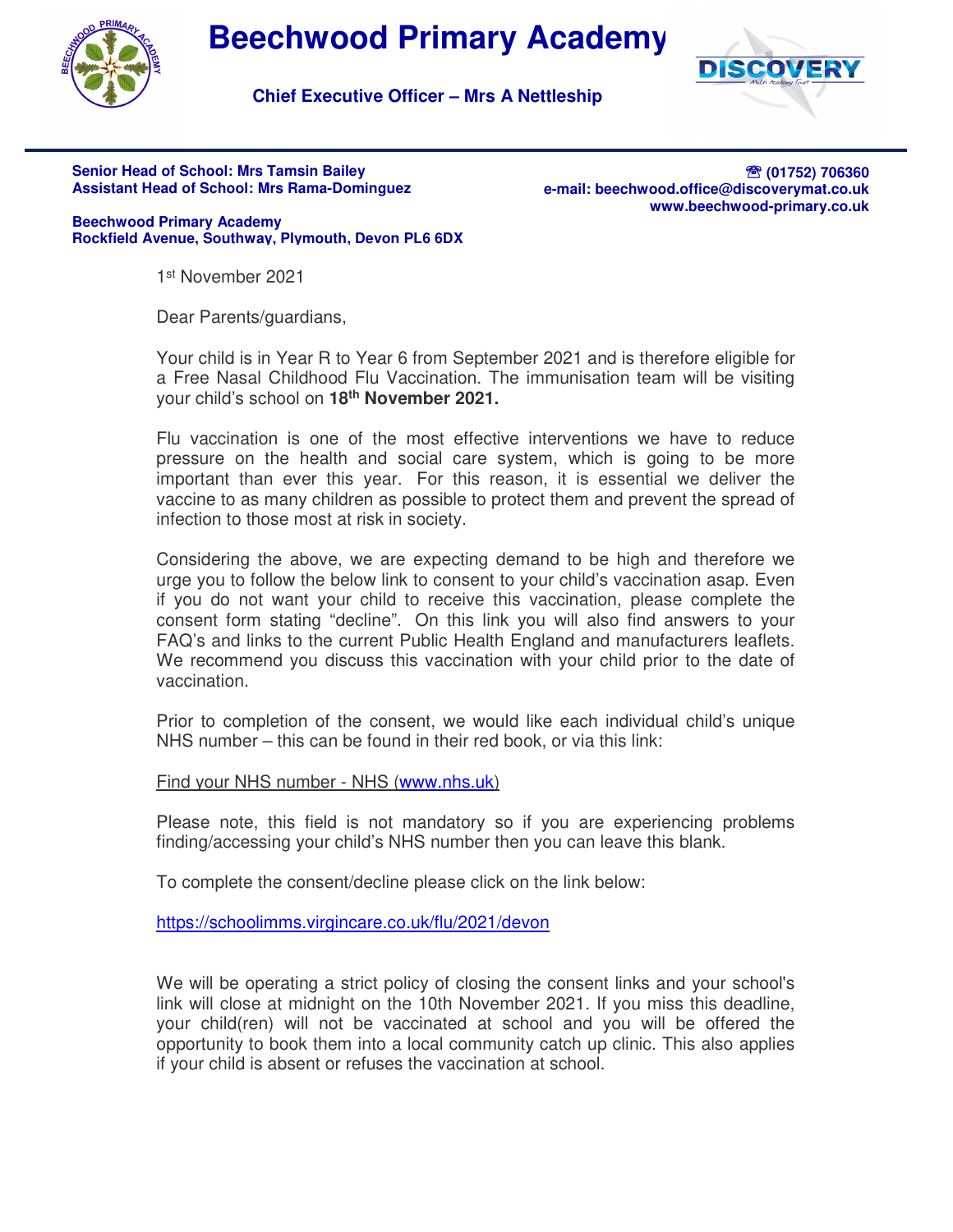# Beechwood Primary Academy

**Chief Executive Officer – Mrs A Nettleship**

**Senior Head of School: Mrs Tamsin Bailey**
**Assistant Head of School: Mrs Rama-Dominguez**

**☎ (01752) 706360**
**e-mail: beechwood.office@discoverymat.co.uk**
**www.beechwood-primary.co.uk**

**Beechwood Primary Academy**
**Rockfield Avenue, Southway, Plymouth, Devon PL6 6DX**

1st November 2021

Dear Parents/guardians,

Your child is in Year R to Year 6 from September 2021 and is therefore eligible for a Free Nasal Childhood Flu Vaccination. The immunisation team will be visiting your child's school on **18th November 2021.**

Flu vaccination is one of the most effective interventions we have to reduce pressure on the health and social care system, which is going to be more important than ever this year. For this reason, it is essential we deliver the vaccine to as many children as possible to protect them and prevent the spread of infection to those most at risk in society.

Considering the above, we are expecting demand to be high and therefore we urge you to follow the below link to consent to your child's vaccination asap. Even if you do not want your child to receive this vaccination, please complete the consent form stating "decline". On this link you will also find answers to your FAQ's and links to the current Public Health England and manufacturers leaflets. We recommend you discuss this vaccination with your child prior to the date of vaccination.

Prior to completion of the consent, we would like each individual child's unique NHS number – this can be found in their red book, or via this link:

Find your NHS number - NHS (www.nhs.uk)

Please note, this field is not mandatory so if you are experiencing problems finding/accessing your child's NHS number then you can leave this blank.

To complete the consent/decline please click on the link below:

https://schoolimms.virgincare.co.uk/flu/2021/devon

We will be operating a strict policy of closing the consent links and your school's link will close at midnight on the 10th November 2021. If you miss this deadline, your child(ren) will not be vaccinated at school and you will be offered the opportunity to book them into a local community catch up clinic. This also applies if your child is absent or refuses the vaccination at school.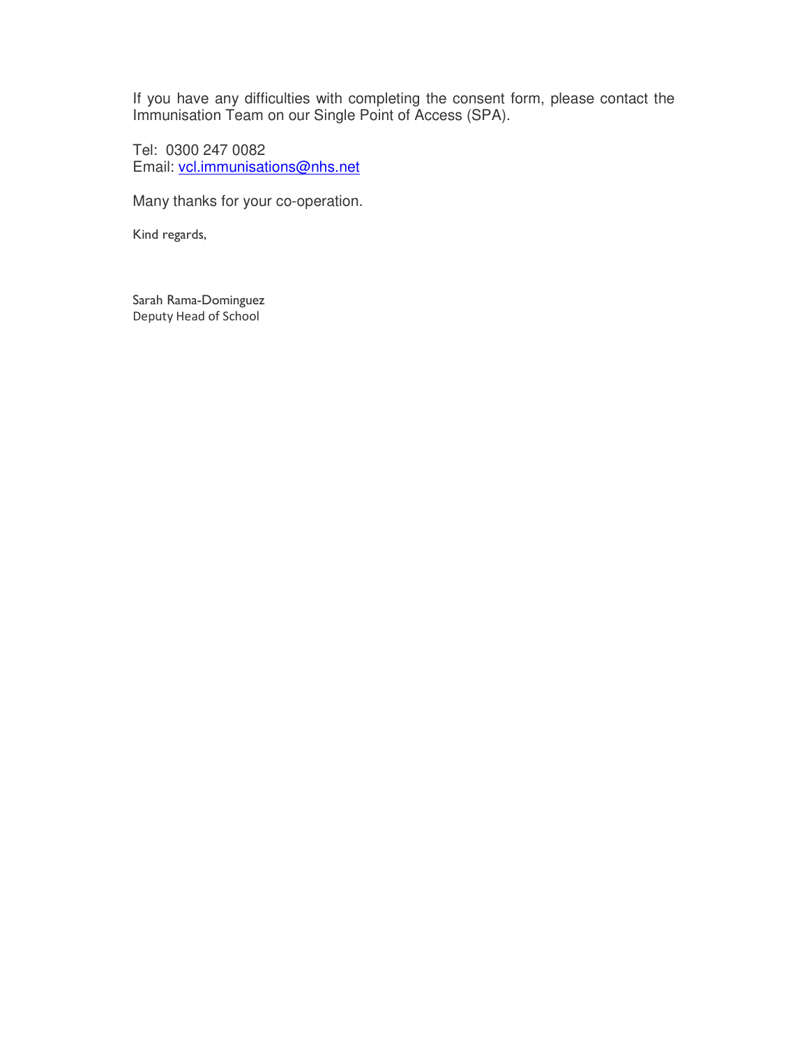If you have any difficulties with completing the consent form, please contact the Immunisation Team on our Single Point of Access (SPA).

Tel: 0300 247 0082
Email: vcl.immunisations@nhs.net

Many thanks for your co-operation.

Kind regards,

Sarah Rama-Dominguez
Deputy Head of School